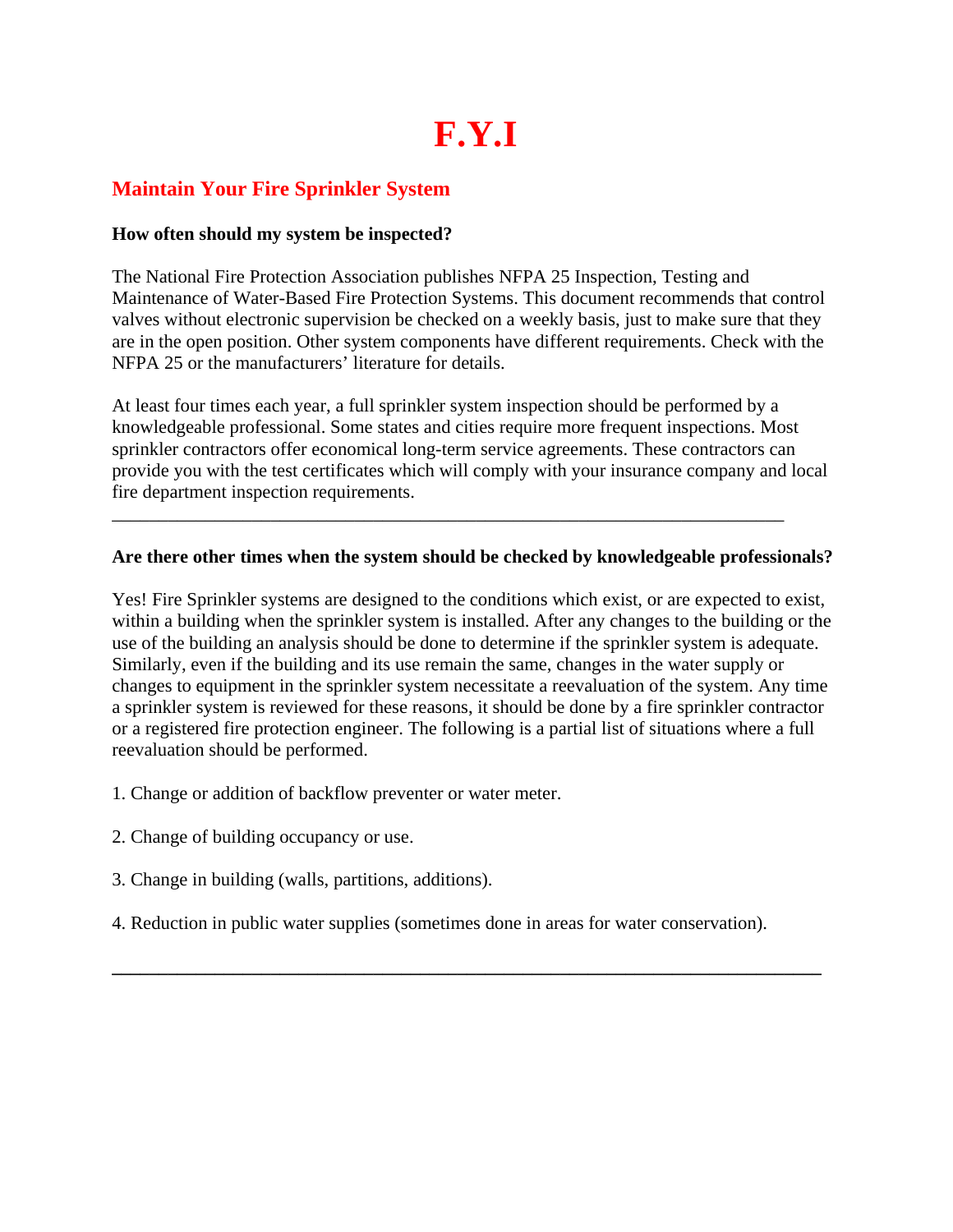# F.Y.I

## Maintain Your Fire Sprinkler System

**How often should my system be inspected?**

The National Fire Protection Association publishes NFPA 25 Inspection, Testing and Maintenance of Water-Based Fire Protection Systems. This document recommends that control valves without electronic supervision be checked on a weekly basis, just to make sure that they are in the open position. Other system components have different requirements. Check with the NFPA 25 or the manufacturers' literature for details.

At least four times each year, a full sprinkler system inspection should be performed by a knowledgeable professional. Some states and cities require more frequent inspections. Most sprinkler contractors offer economical long-term service agreements. These contractors can provide you with the test certificates which will comply with your insurance company and local fire department inspection requirements.

---

**Are there other times when the system should be checked by knowledgeable professionals?**

Yes! Fire Sprinkler systems are designed to the conditions which exist, or are expected to exist, within a building when the sprinkler system is installed. After any changes to the building or the use of the building an analysis should be done to determine if the sprinkler system is adequate. Similarly, even if the building and its use remain the same, changes in the water supply or changes to equipment in the sprinkler system necessitate a reevaluation of the system. Any time a sprinkler system is reviewed for these reasons, it should be done by a fire sprinkler contractor or a registered fire protection engineer. The following is a partial list of situations where a full reevaluation should be performed.

1. Change or addition of backflow preventer or water meter.

2. Change of building occupancy or use.

3. Change in building (walls, partitions, additions).

4. Reduction in public water supplies (sometimes done in areas for water conservation).

---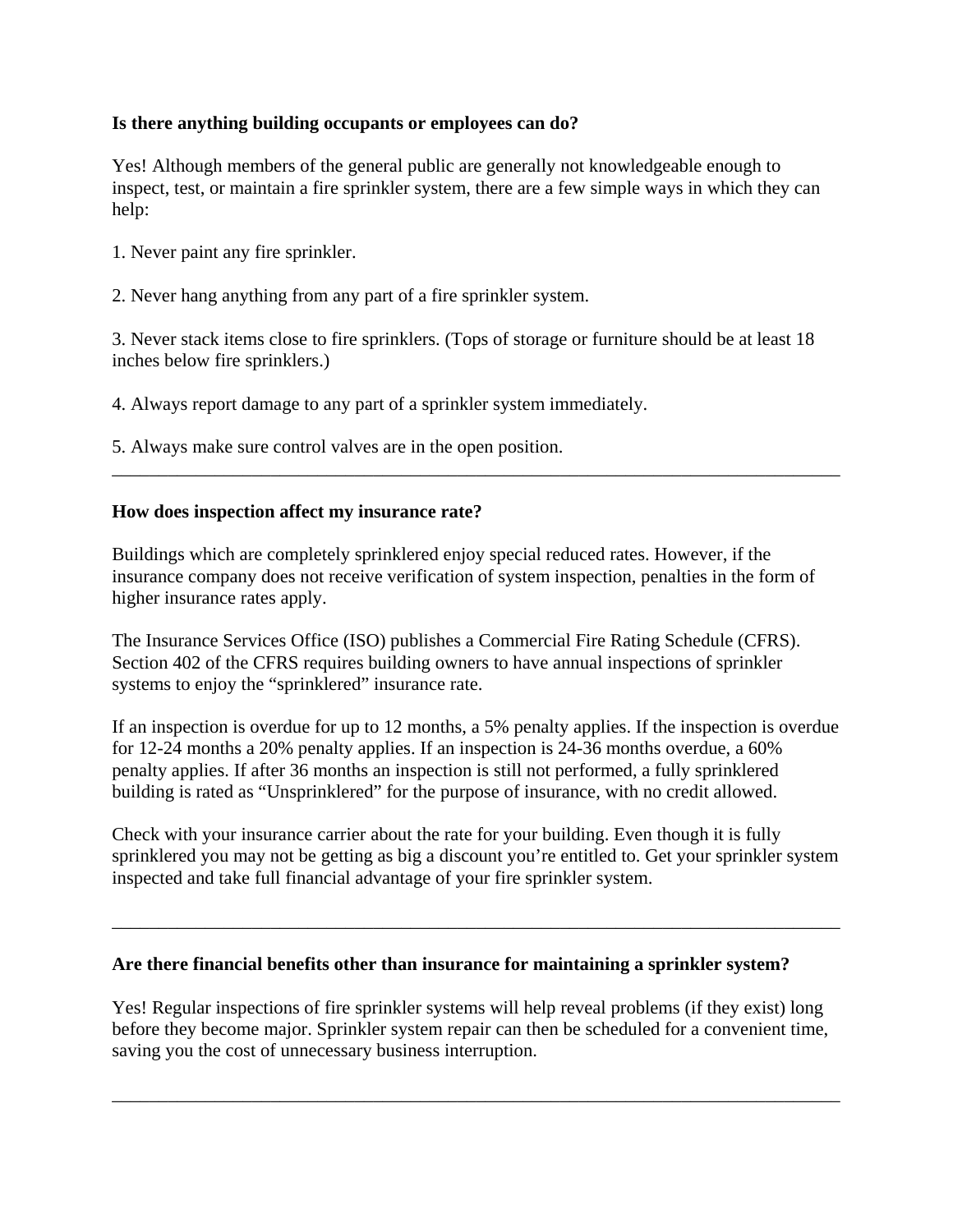**Is there anything building occupants or employees can do?**

Yes! Although members of the general public are generally not knowledgeable enough to inspect, test, or maintain a fire sprinkler system, there are a few simple ways in which they can help:

1. Never paint any fire sprinkler.

2. Never hang anything from any part of a fire sprinkler system.

3. Never stack items close to fire sprinklers. (Tops of storage or furniture should be at least 18 inches below fire sprinklers.)

4. Always report damage to any part of a sprinkler system immediately.

5. Always make sure control valves are in the open position.

---

**How does inspection affect my insurance rate?**

Buildings which are completely sprinklered enjoy special reduced rates. However, if the insurance company does not receive verification of system inspection, penalties in the form of higher insurance rates apply.

The Insurance Services Office (ISO) publishes a Commercial Fire Rating Schedule (CFRS). Section 402 of the CFRS requires building owners to have annual inspections of sprinkler systems to enjoy the "sprinklered" insurance rate.

If an inspection is overdue for up to 12 months, a 5% penalty applies. If the inspection is overdue for 12-24 months a 20% penalty applies. If an inspection is 24-36 months overdue, a 60% penalty applies. If after 36 months an inspection is still not performed, a fully sprinklered building is rated as "Unsprinklered" for the purpose of insurance, with no credit allowed.

Check with your insurance carrier about the rate for your building. Even though it is fully sprinklered you may not be getting as big a discount you're entitled to. Get your sprinkler system inspected and take full financial advantage of your fire sprinkler system.

---

**Are there financial benefits other than insurance for maintaining a sprinkler system?**

Yes! Regular inspections of fire sprinkler systems will help reveal problems (if they exist) long before they become major. Sprinkler system repair can then be scheduled for a convenient time, saving you the cost of unnecessary business interruption.

---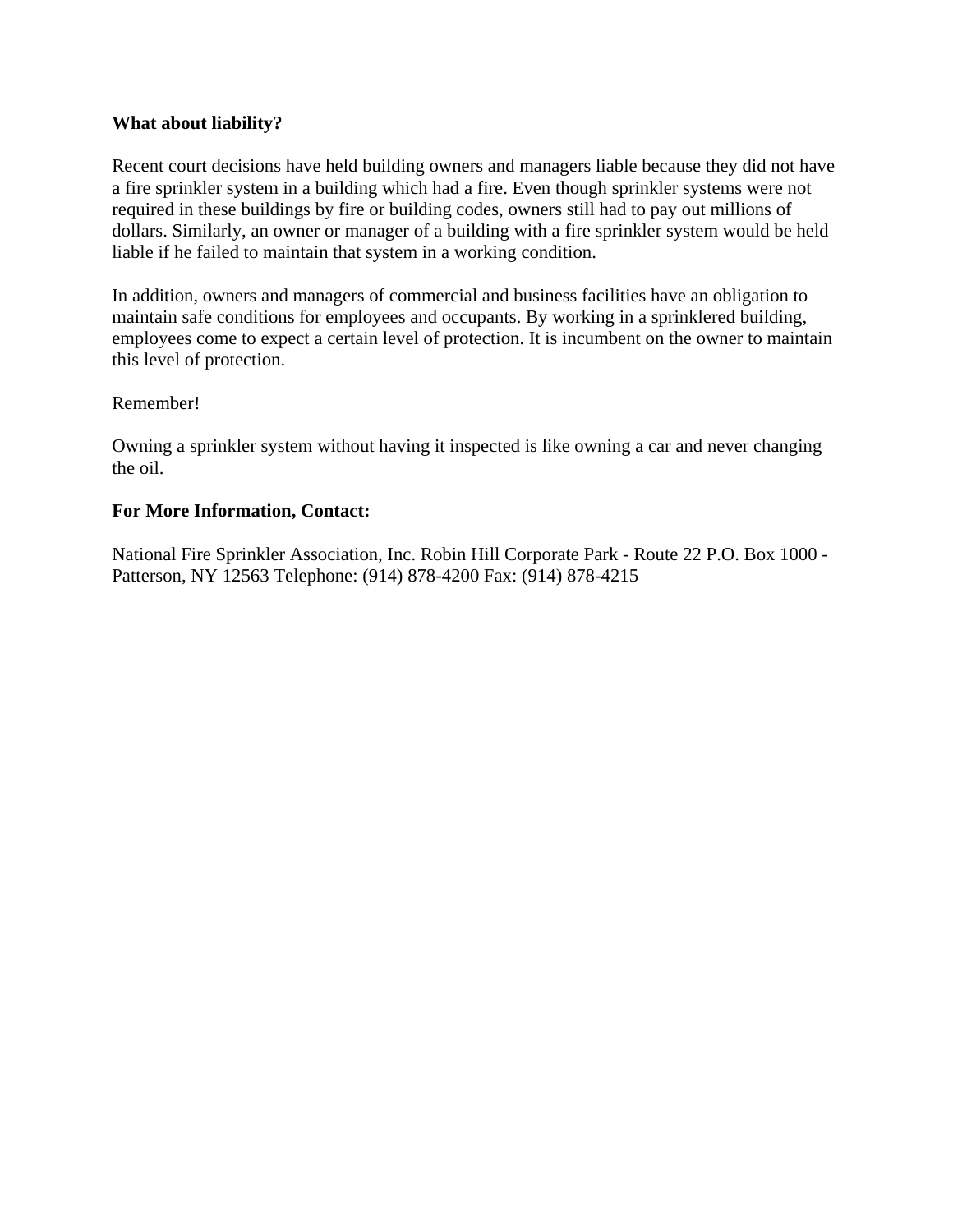**What about liability?**

Recent court decisions have held building owners and managers liable because they did not have a fire sprinkler system in a building which had a fire. Even though sprinkler systems were not required in these buildings by fire or building codes, owners still had to pay out millions of dollars. Similarly, an owner or manager of a building with a fire sprinkler system would be held liable if he failed to maintain that system in a working condition.

In addition, owners and managers of commercial and business facilities have an obligation to maintain safe conditions for employees and occupants. By working in a sprinklered building, employees come to expect a certain level of protection. It is incumbent on the owner to maintain this level of protection.

Remember!

Owning a sprinkler system without having it inspected is like owning a car and never changing the oil.

**For More Information, Contact:**

National Fire Sprinkler Association, Inc. Robin Hill Corporate Park - Route 22 P.O. Box 1000 - Patterson, NY 12563 Telephone: (914) 878-4200 Fax: (914) 878-4215